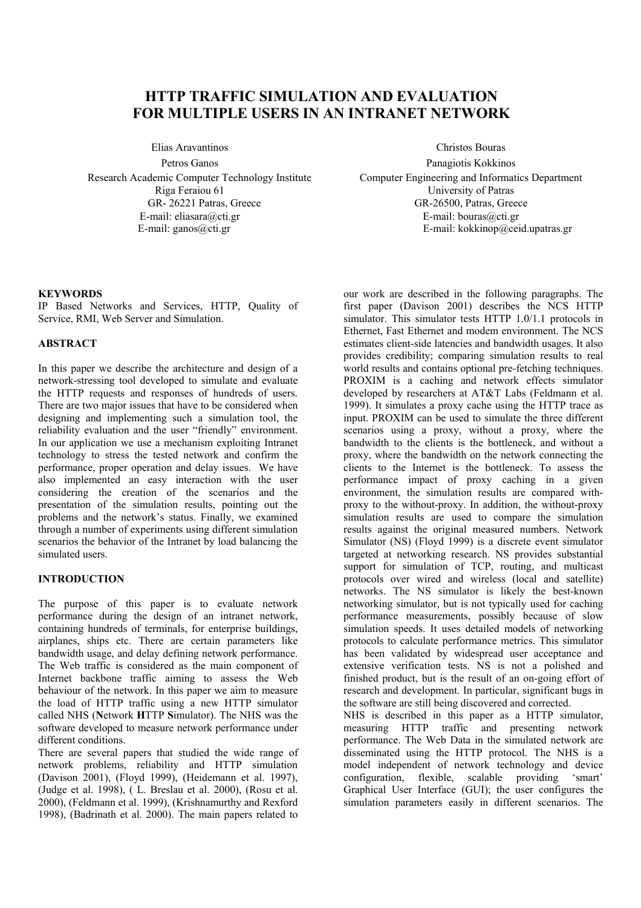# HTTP TRAFFIC SIMULATION AND EVALUATION FOR MULTIPLE USERS IN AN INTRANET NETWORK

Elias Aravantinos
Petros Ganos
Research Academic Computer Technology Institute
Riga Feraiou 61
GR- 26221 Patras, Greece
E-mail: eliasara@cti.gr
E-mail: ganos@cti.gr

Christos Bouras
Panagiotis Kokkinos
Computer Engineering and Informatics Department
University of Patras
GR-26500, Patras, Greece
E-mail: bouras@cti.gr
E-mail: kokkinop@ceid.upatras.gr

## KEYWORDS

IP Based Networks and Services, HTTP, Quality of Service, RMI, Web Server and Simulation.

## ABSTRACT

In this paper we describe the architecture and design of a network-stressing tool developed to simulate and evaluate the HTTP requests and responses of hundreds of users. There are two major issues that have to be considered when designing and implementing such a simulation tool, the reliability evaluation and the user "friendly" environment. In our application we use a mechanism exploiting Intranet technology to stress the tested network and confirm the performance, proper operation and delay issues. We have also implemented an easy interaction with the user considering the creation of the scenarios and the presentation of the simulation results, pointing out the problems and the network's status. Finally, we examined through a number of experiments using different simulation scenarios the behavior of the Intranet by load balancing the simulated users.

## INTRODUCTION

The purpose of this paper is to evaluate network performance during the design of an intranet network, containing hundreds of terminals, for enterprise buildings, airplanes, ships etc. There are certain parameters like bandwidth usage, and delay defining network performance. The Web traffic is considered as the main component of Internet backbone traffic aiming to assess the Web behaviour of the network. In this paper we aim to measure the load of HTTP traffic using a new HTTP simulator called NHS (**N**etwork **H**TTP **S**imulator). The NHS was the software developed to measure network performance under different conditions.

There are several papers that studied the wide range of network problems, reliability and HTTP simulation (Davison 2001), (Floyd 1999), (Heidemann et al. 1997), (Judge et al. 1998), ( L. Breslau et al. 2000), (Rosu et al. 2000), (Feldmann et al. 1999), (Krishnamurthy and Rexford 1998), (Badrinath et al. 2000). The main papers related to our work are described in the following paragraphs. The first paper (Davison 2001) describes the NCS HTTP simulator. This simulator tests HTTP 1.0/1.1 protocols in Ethernet, Fast Ethernet and modem environment. The NCS estimates client-side latencies and bandwidth usages. It also provides credibility; comparing simulation results to real world results and contains optional pre-fetching techniques. PROXIM is a caching and network effects simulator developed by researchers at AT&T Labs (Feldmann et al. 1999). It simulates a proxy cache using the HTTP trace as input. PROXIM can be used to simulate the three different scenarios using a proxy, without a proxy, where the bandwidth to the clients is the bottleneck, and without a proxy, where the bandwidth on the network connecting the clients to the Internet is the bottleneck. To assess the performance impact of proxy caching in a given environment, the simulation results are compared with-proxy to the without-proxy. In addition, the without-proxy simulation results are used to compare the simulation results against the original measured numbers. Network Simulator (NS) (Floyd 1999) is a discrete event simulator targeted at networking research. NS provides substantial support for simulation of TCP, routing, and multicast protocols over wired and wireless (local and satellite) networks. The NS simulator is likely the best-known networking simulator, but is not typically used for caching performance measurements, possibly because of slow simulation speeds. It uses detailed models of networking protocols to calculate performance metrics. This simulator has been validated by widespread user acceptance and extensive verification tests. NS is not a polished and finished product, but is the result of an on-going effort of research and development. In particular, significant bugs in the software are still being discovered and corrected.

NHS is described in this paper as a HTTP simulator, measuring HTTP traffic and presenting network performance. The Web Data in the simulated network are disseminated using the HTTP protocol. The NHS is a model independent of network technology and device configuration, flexible, scalable providing 'smart' Graphical User Interface (GUI); the user configures the simulation parameters easily in different scenarios. The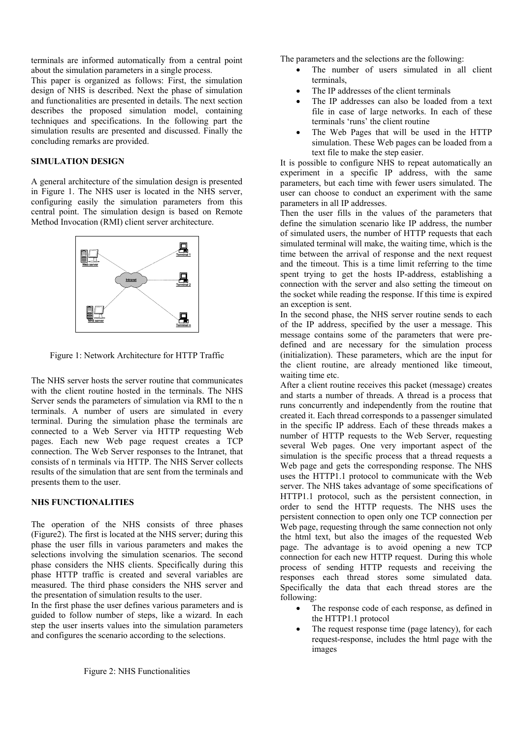terminals are informed automatically from a central point about the simulation parameters in a single process.

This paper is organized as follows: First, the simulation design of NHS is described. Next the phase of simulation and functionalities are presented in details. The next section describes the proposed simulation model, containing techniques and specifications. In the following part the simulation results are presented and discussed. Finally the concluding remarks are provided.

## SIMULATION DESIGN

A general architecture of the simulation design is presented in Figure 1. The NHS user is located in the NHS server, configuring easily the simulation parameters from this central point. The simulation design is based on Remote Method Invocation (RMI) client server architecture.

Figure 1: Network Architecture for HTTP Traffic

The NHS server hosts the server routine that communicates with the client routine hosted in the terminals. The NHS Server sends the parameters of simulation via RMI to the n terminals. A number of users are simulated in every terminal. During the simulation phase the terminals are connected to a Web Server via HTTP requesting Web pages. Each new Web page request creates a TCP connection. The Web Server responses to the Intranet, that consists of n terminals via HTTP. The NHS Server collects results of the simulation that are sent from the terminals and presents them to the user.

## NHS FUNCTIONALITIES

The operation of the NHS consists of three phases (Figure2). The first is located at the NHS server; during this phase the user fills in various parameters and makes the selections involving the simulation scenarios. The second phase considers the NHS clients. Specifically during this phase HTTP traffic is created and several variables are measured. The third phase considers the NHS server and the presentation of simulation results to the user.

In the first phase the user defines various parameters and is guided to follow number of steps, like a wizard. In each step the user inserts values into the simulation parameters and configures the scenario according to the selections.

Figure 2: NHS Functionalities

The parameters and the selections are the following:

- The number of users simulated in all client terminals,
- The IP addresses of the client terminals
- The IP addresses can also be loaded from a text file in case of large networks. In each of these terminals 'runs' the client routine
- The Web Pages that will be used in the HTTP simulation. These Web pages can be loaded from a text file to make the step easier.

It is possible to configure NHS to repeat automatically an experiment in a specific IP address, with the same parameters, but each time with fewer users simulated. The user can choose to conduct an experiment with the same parameters in all IP addresses.

Then the user fills in the values of the parameters that define the simulation scenario like IP address, the number of simulated users, the number of HTTP requests that each simulated terminal will make, the waiting time, which is the time between the arrival of response and the next request and the timeout. This is a time limit referring to the time spent trying to get the hosts IP-address, establishing a connection with the server and also setting the timeout on the socket while reading the response. If this time is expired an exception is sent.

In the second phase, the NHS server routine sends to each of the IP address, specified by the user a message. This message contains some of the parameters that were pre-defined and are necessary for the simulation process (initialization). These parameters, which are the input for the client routine, are already mentioned like timeout, waiting time etc.

After a client routine receives this packet (message) creates and starts a number of threads. A thread is a process that runs concurrently and independently from the routine that created it. Each thread corresponds to a passenger simulated in the specific IP address. Each of these threads makes a number of HTTP requests to the Web Server, requesting several Web pages. One very important aspect of the simulation is the specific process that a thread requests a Web page and gets the corresponding response. The NHS uses the HTTP1.1 protocol to communicate with the Web server. The NHS takes advantage of some specifications of HTTP1.1 protocol, such as the persistent connection, in order to send the HTTP requests. The NHS uses the persistent connection to open only one TCP connection per Web page, requesting through the same connection not only the html text, but also the images of the requested Web page. The advantage is to avoid opening a new TCP connection for each new HTTP request. During this whole process of sending HTTP requests and receiving the responses each thread stores some simulated data. Specifically the data that each thread stores are the following:

- The response code of each response, as defined in the HTTP1.1 protocol
- The request response time (page latency), for each request-response, includes the html page with the images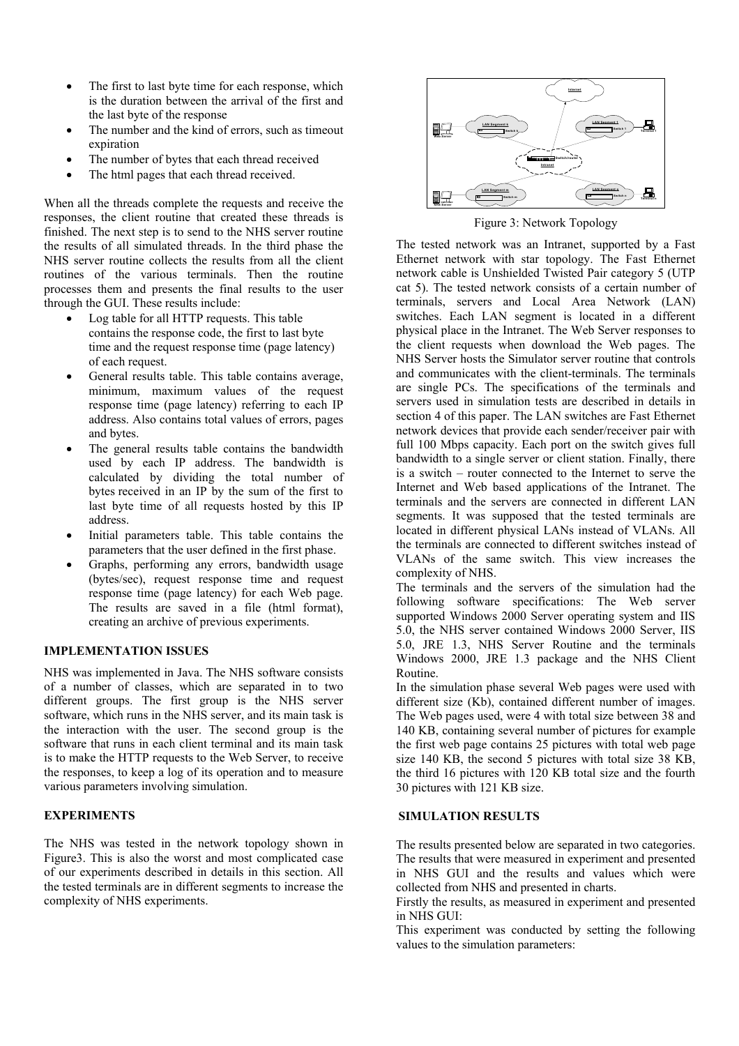- The first to last byte time for each response, which is the duration between the arrival of the first and the last byte of the response
- The number and the kind of errors, such as timeout expiration
- The number of bytes that each thread received
- The html pages that each thread received.

When all the threads complete the requests and receive the responses, the client routine that created these threads is finished. The next step is to send to the NHS server routine the results of all simulated threads. In the third phase the NHS server routine collects the results from all the client routines of the various terminals. Then the routine processes them and presents the final results to the user through the GUI. These results include:

- Log table for all HTTP requests. This table contains the response code, the first to last byte time and the request response time (page latency) of each request.
- General results table. This table contains average, minimum, maximum values of the request response time (page latency) referring to each IP address. Also contains total values of errors, pages and bytes.
- The general results table contains the bandwidth used by each IP address. The bandwidth is calculated by dividing the total number of bytes received in an IP by the sum of the first to last byte time of all requests hosted by this IP address.
- Initial parameters table. This table contains the parameters that the user defined in the first phase.
- Graphs, performing any errors, bandwidth usage (bytes/sec), request response time and request response time (page latency) for each Web page. The results are saved in a file (html format), creating an archive of previous experiments.

## IMPLEMENTATION ISSUES

NHS was implemented in Java. The NHS software consists of a number of classes, which are separated in to two different groups. The first group is the NHS server software, which runs in the NHS server, and its main task is the interaction with the user. The second group is the software that runs in each client terminal and its main task is to make the HTTP requests to the Web Server, to receive the responses, to keep a log of its operation and to measure various parameters involving simulation.

## EXPERIMENTS

The NHS was tested in the network topology shown in Figure3. This is also the worst and most complicated case of our experiments described in details in this section. All the tested terminals are in different segments to increase the complexity of NHS experiments.

Figure 3: Network Topology

The tested network was an Intranet, supported by a Fast Ethernet network with star topology. The Fast Ethernet network cable is Unshielded Twisted Pair category 5 (UTP cat 5). The tested network consists of a certain number of terminals, servers and Local Area Network (LAN) switches. Each LAN segment is located in a different physical place in the Intranet. The Web Server responses to the client requests when download the Web pages. The NHS Server hosts the Simulator server routine that controls and communicates with the client-terminals. The terminals are single PCs. The specifications of the terminals and servers used in simulation tests are described in details in section 4 of this paper. The LAN switches are Fast Ethernet network devices that provide each sender/receiver pair with full 100 Mbps capacity. Each port on the switch gives full bandwidth to a single server or client station. Finally, there is a switch – router connected to the Internet to serve the Internet and Web based applications of the Intranet. The terminals and the servers are connected in different LAN segments. It was supposed that the tested terminals are located in different physical LANs instead of VLANs. All the terminals are connected to different switches instead of VLANs of the same switch. This view increases the complexity of NHS.

The terminals and the servers of the simulation had the following software specifications: The Web server supported Windows 2000 Server operating system and IIS 5.0, the NHS server contained Windows 2000 Server, IIS 5.0, JRE 1.3, NHS Server Routine and the terminals Windows 2000, JRE 1.3 package and the NHS Client Routine.

In the simulation phase several Web pages were used with different size (Kb), contained different number of images. The Web pages used, were 4 with total size between 38 and 140 KB, containing several number of pictures for example the first web page contains 25 pictures with total web page size 140 KB, the second 5 pictures with total size 38 KB, the third 16 pictures with 120 KB total size and the fourth 30 pictures with 121 KB size.

## SIMULATION RESULTS

The results presented below are separated in two categories. The results that were measured in experiment and presented in NHS GUI and the results and values which were collected from NHS and presented in charts.

Firstly the results, as measured in experiment and presented in NHS GUI:

This experiment was conducted by setting the following values to the simulation parameters: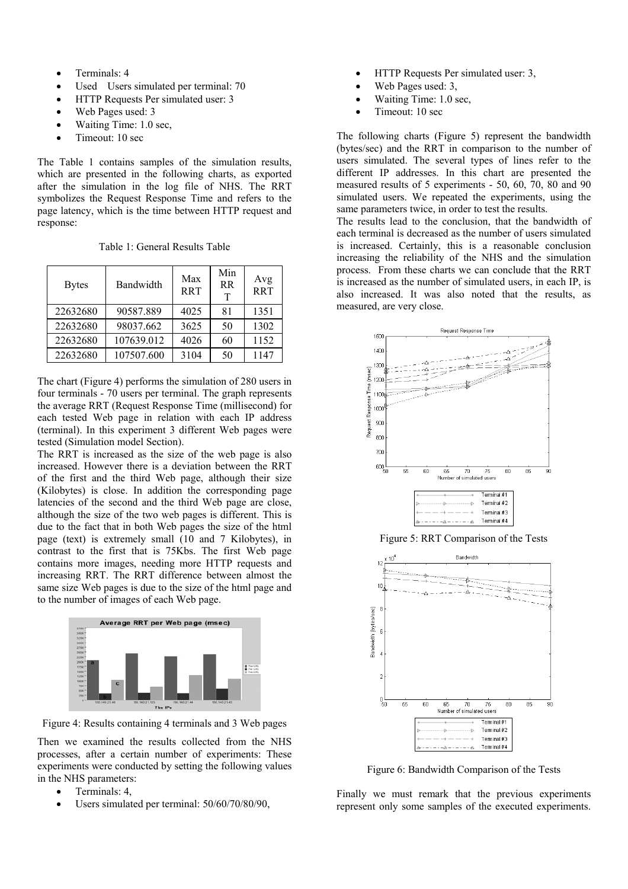- Terminals: 4
- Used Users simulated per terminal: 70
- HTTP Requests Per simulated user: 3
- Web Pages used: 3
- Waiting Time: 1.0 sec,
- Timeout: 10 sec

The Table 1 contains samples of the simulation results, which are presented in the following charts, as exported after the simulation in the log file of NHS. The RRT symbolizes the Request Response Time and refers to the page latency, which is the time between HTTP request and response:

Table 1: General Results Table

| Bytes | Bandwidth | Max RRT | Min RRT | Avg RRT |
|---|---|---|---|---|
| 22632680 | 90587.889 | 4025 | 81 | 1351 |
| 22632680 | 98037.662 | 3625 | 50 | 1302 |
| 22632680 | 107639.012 | 4026 | 60 | 1152 |
| 22632680 | 107507.600 | 3104 | 50 | 1147 |

The chart (Figure 4) performs the simulation of 280 users in four terminals - 70 users per terminal. The graph represents the average RRT (Request Response Time (millisecond) for each tested Web page in relation with each IP address (terminal). In this experiment 3 different Web pages were tested (Simulation model Section).

The RRT is increased as the size of the web page is also increased. However there is a deviation between the RRT of the first and the third Web page, although their size (Kilobytes) is close. In addition the corresponding page latencies of the second and the third Web page are close, although the size of the two web pages is different. This is due to the fact that in both Web pages the size of the html page (text) is extremely small (10 and 7 Kilobytes), in contrast to the first that is 75Kbs. The first Web page contains more images, needing more HTTP requests and increasing RRT. The RRT difference between almost the same size Web pages is due to the size of the html page and to the number of images of each Web page.

Figure 4: Results containing 4 terminals and 3 Web pages

Then we examined the results collected from the NHS processes, after a certain number of experiments: These experiments were conducted by setting the following values in the NHS parameters:

- Terminals: 4,
- Users simulated per terminal: 50/60/70/80/90,
- HTTP Requests Per simulated user: 3,
- Web Pages used: 3,
- Waiting Time: 1.0 sec,
- Timeout: 10 sec

The following charts (Figure 5) represent the bandwidth (bytes/sec) and the RRT in comparison to the number of users simulated. The several types of lines refer to the different IP addresses. In this chart are presented the measured results of 5 experiments - 50, 60, 70, 80 and 90 simulated users. We repeated the experiments, using the same parameters twice, in order to test the results.

The results lead to the conclusion, that the bandwidth of each terminal is decreased as the number of users simulated is increased. Certainly, this is a reasonable conclusion increasing the reliability of the NHS and the simulation process. From these charts we can conclude that the RRT is increased as the number of simulated users, in each IP, is also increased. It was also noted that the results, as measured, are very close.

Figure 5: RRT Comparison of the Tests

Figure 6: Bandwidth Comparison of the Tests

Finally we must remark that the previous experiments represent only some samples of the executed experiments.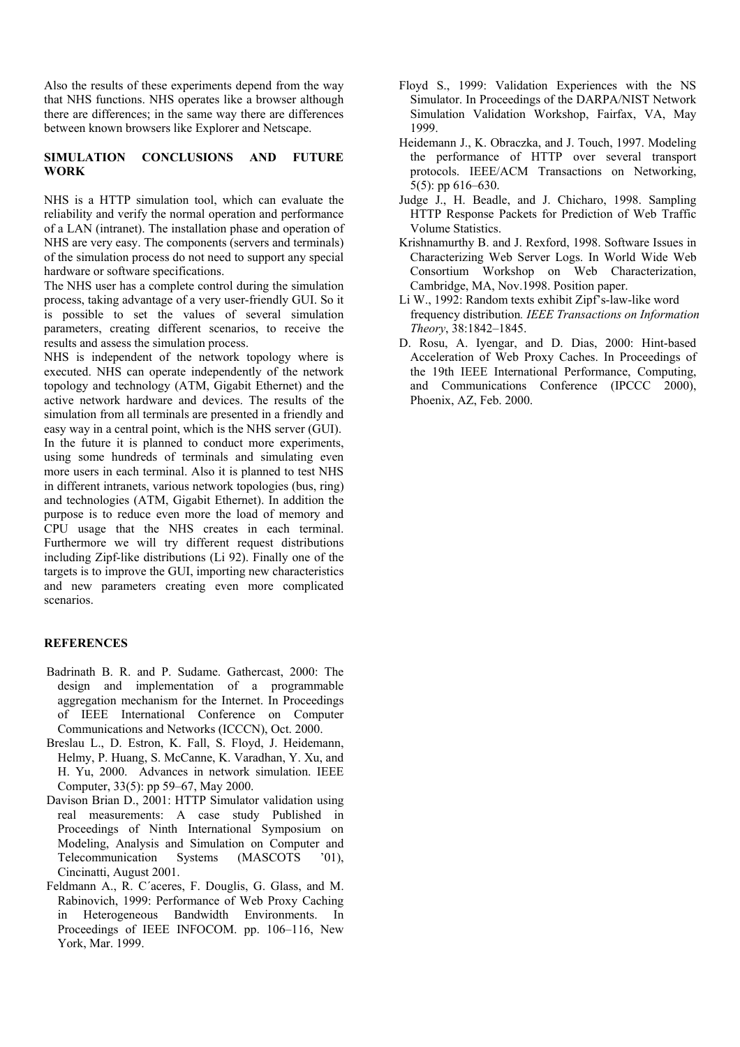Also the results of these experiments depend from the way that NHS functions. NHS operates like a browser although there are differences; in the same way there are differences between known browsers like Explorer and Netscape.

## SIMULATION CONCLUSIONS AND FUTURE WORK

NHS is a HTTP simulation tool, which can evaluate the reliability and verify the normal operation and performance of a LAN (intranet). The installation phase and operation of NHS are very easy. The components (servers and terminals) of the simulation process do not need to support any special hardware or software specifications.

The NHS user has a complete control during the simulation process, taking advantage of a very user-friendly GUI. So it is possible to set the values of several simulation parameters, creating different scenarios, to receive the results and assess the simulation process.

NHS is independent of the network topology where is executed. NHS can operate independently of the network topology and technology (ATM, Gigabit Ethernet) and the active network hardware and devices. The results of the simulation from all terminals are presented in a friendly and easy way in a central point, which is the NHS server (GUI).

In the future it is planned to conduct more experiments, using some hundreds of terminals and simulating even more users in each terminal. Also it is planned to test NHS in different intranets, various network topologies (bus, ring) and technologies (ATM, Gigabit Ethernet). In addition the purpose is to reduce even more the load of memory and CPU usage that the NHS creates in each terminal. Furthermore we will try different request distributions including Zipf-like distributions (Li 92). Finally one of the targets is to improve the GUI, importing new characteristics and new parameters creating even more complicated scenarios.

## REFERENCES

Badrinath B. R. and P. Sudame. Gathercast, 2000: The design and implementation of a programmable aggregation mechanism for the Internet. In Proceedings of IEEE International Conference on Computer Communications and Networks (ICCCN), Oct. 2000.

Breslau L., D. Estron, K. Fall, S. Floyd, J. Heidemann, Helmy, P. Huang, S. McCanne, K. Varadhan, Y. Xu, and H. Yu, 2000. Advances in network simulation. IEEE Computer, 33(5): pp 59–67, May 2000.

Davison Brian D., 2001: HTTP Simulator validation using real measurements: A case study Published in Proceedings of Ninth International Symposium on Modeling, Analysis and Simulation on Computer and Telecommunication Systems (MASCOTS '01), Cincinatti, August 2001.

Feldmann A., R. C´aceres, F. Douglis, G. Glass, and M. Rabinovich, 1999: Performance of Web Proxy Caching in Heterogeneous Bandwidth Environments. In Proceedings of IEEE INFOCOM. pp. 106–116, New York, Mar. 1999.

Floyd S., 1999: Validation Experiences with the NS Simulator. In Proceedings of the DARPA/NIST Network Simulation Validation Workshop, Fairfax, VA, May 1999.

Heidemann J., K. Obraczka, and J. Touch, 1997. Modeling the performance of HTTP over several transport protocols. IEEE/ACM Transactions on Networking, 5(5): pp 616–630.

Judge J., H. Beadle, and J. Chicharo, 1998. Sampling HTTP Response Packets for Prediction of Web Traffic Volume Statistics.

Krishnamurthy B. and J. Rexford, 1998. Software Issues in Characterizing Web Server Logs. In World Wide Web Consortium Workshop on Web Characterization, Cambridge, MA, Nov.1998. Position paper.

Li W., 1992: Random texts exhibit Zipf's-law-like word frequency distribution*. IEEE Transactions on Information Theory*, 38:1842–1845.

D. Rosu, A. Iyengar, and D. Dias, 2000: Hint-based Acceleration of Web Proxy Caches. In Proceedings of the 19th IEEE International Performance, Computing, and Communications Conference (IPCCC 2000), Phoenix, AZ, Feb. 2000.